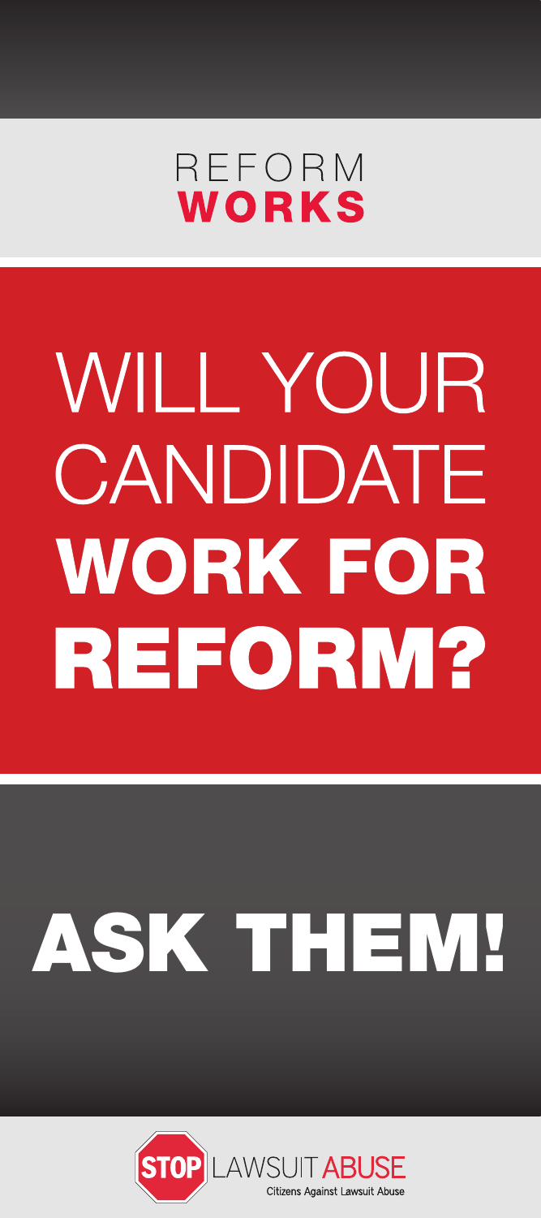REFORM **WORKS**

# WILL YOUR CANDIDATE **WORK FOR REFORM?**

# ASK THEM!

STOP LAWSUIT ABUSE
Citizens Against Lawsuit Abuse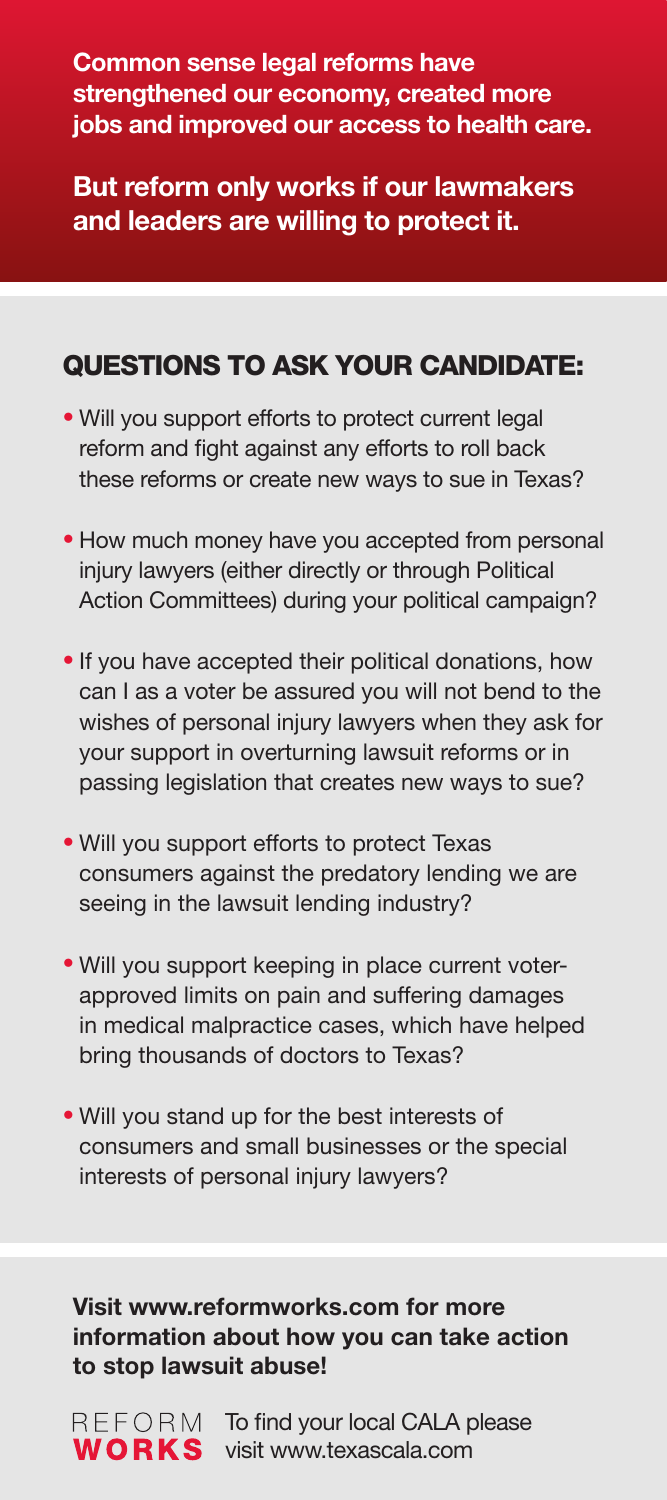**Common sense legal reforms have strengthened our economy, created more jobs and improved our access to health care.**

**But reform only works if our lawmakers and leaders are willing to protect it.**

## QUESTIONS TO ASK YOUR CANDIDATE:

- Will you support efforts to protect current legal reform and fight against any efforts to roll back these reforms or create new ways to sue in Texas?
- How much money have you accepted from personal injury lawyers (either directly or through Political Action Committees) during your political campaign?
- If you have accepted their political donations, how can I as a voter be assured you will not bend to the wishes of personal injury lawyers when they ask for your support in overturning lawsuit reforms or in passing legislation that creates new ways to sue?
- Will you support efforts to protect Texas consumers against the predatory lending we are seeing in the lawsuit lending industry?
- Will you support keeping in place current voter-approved limits on pain and suffering damages in medical malpractice cases, which have helped bring thousands of doctors to Texas?
- Will you stand up for the best interests of consumers and small businesses or the special interests of personal injury lawyers?

**Visit www.reformworks.com for more information about how you can take action to stop lawsuit abuse!**

REFORM **WORKS** To find your local CALA please visit www.texascala.com